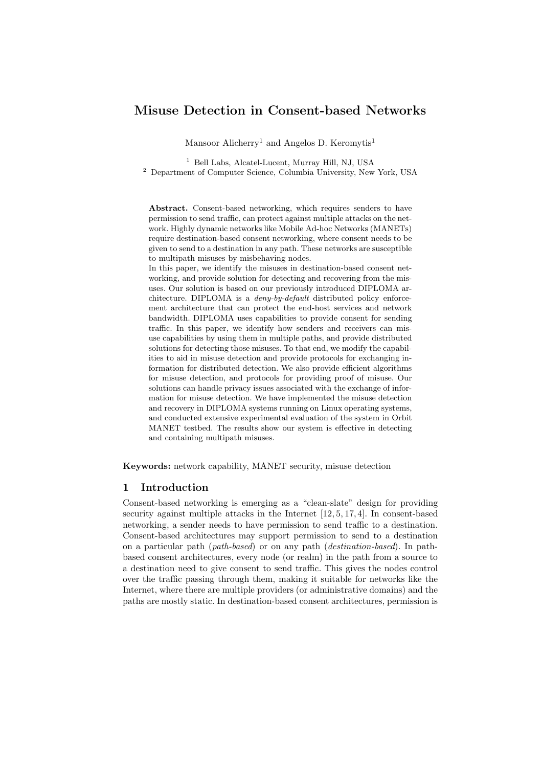# Misuse Detection in Consent-based Networks

Mansoor Alicherry[1] and Angelos D. Keromytis[1]

[1] Bell Labs, Alcatel-Lucent, Murray Hill, NJ, USA
[2] Department of Computer Science, Columbia University, New York, USA

**Abstract.** Consent-based networking, which requires senders to have permission to send traffic, can protect against multiple attacks on the network. Highly dynamic networks like Mobile Ad-hoc Networks (MANETs) require destination-based consent networking, where consent needs to be given to send to a destination in any path. These networks are susceptible to multipath misuses by misbehaving nodes.
In this paper, we identify the misuses in destination-based consent networking, and provide solution for detecting and recovering from the misuses. Our solution is based on our previously introduced DIPLOMA architecture. DIPLOMA is a *deny-by-default* distributed policy enforcement architecture that can protect the end-host services and network bandwidth. DIPLOMA uses capabilities to provide consent for sending traffic. In this paper, we identify how senders and receivers can misuse capabilities by using them in multiple paths, and provide distributed solutions for detecting those misuses. To that end, we modify the capabilities to aid in misuse detection and provide protocols for exchanging information for distributed detection. We also provide efficient algorithms for misuse detection, and protocols for providing proof of misuse. Our solutions can handle privacy issues associated with the exchange of information for misuse detection. We have implemented the misuse detection and recovery in DIPLOMA systems running on Linux operating systems, and conducted extensive experimental evaluation of the system in Orbit MANET testbed. The results show our system is effective in detecting and containing multipath misuses.

**Keywords:** network capability, MANET security, misuse detection

## 1 Introduction

Consent-based networking is emerging as a "clean-slate" design for providing security against multiple attacks in the Internet [12, 5, 17, 4]. In consent-based networking, a sender needs to have permission to send traffic to a destination. Consent-based architectures may support permission to send to a destination on a particular path (*path-based*) or on any path (*destination-based*). In path-based consent architectures, every node (or realm) in the path from a source to a destination need to give consent to send traffic. This gives the nodes control over the traffic passing through them, making it suitable for networks like the Internet, where there are multiple providers (or administrative domains) and the paths are mostly static. In destination-based consent architectures, permission is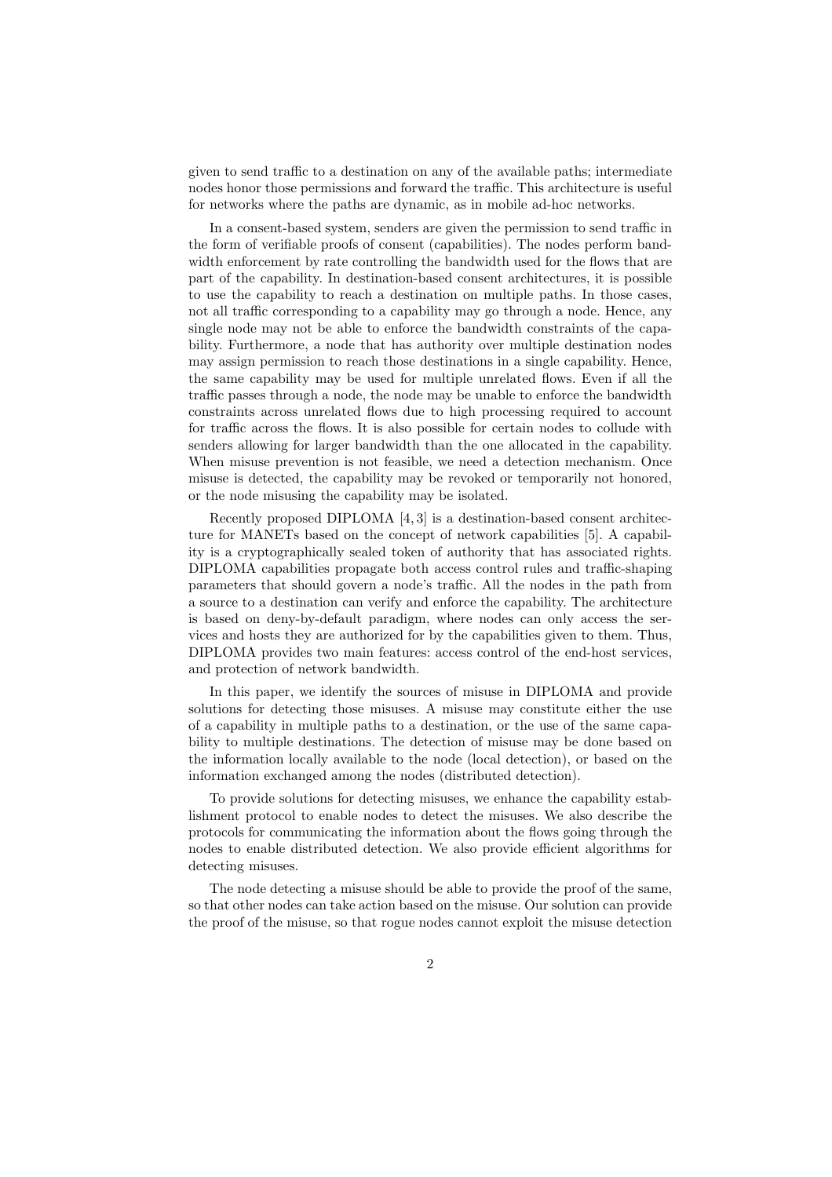given to send traffic to a destination on any of the available paths; intermediate nodes honor those permissions and forward the traffic. This architecture is useful for networks where the paths are dynamic, as in mobile ad-hoc networks.

In a consent-based system, senders are given the permission to send traffic in the form of verifiable proofs of consent (capabilities). The nodes perform bandwidth enforcement by rate controlling the bandwidth used for the flows that are part of the capability. In destination-based consent architectures, it is possible to use the capability to reach a destination on multiple paths. In those cases, not all traffic corresponding to a capability may go through a node. Hence, any single node may not be able to enforce the bandwidth constraints of the capability. Furthermore, a node that has authority over multiple destination nodes may assign permission to reach those destinations in a single capability. Hence, the same capability may be used for multiple unrelated flows. Even if all the traffic passes through a node, the node may be unable to enforce the bandwidth constraints across unrelated flows due to high processing required to account for traffic across the flows. It is also possible for certain nodes to collude with senders allowing for larger bandwidth than the one allocated in the capability. When misuse prevention is not feasible, we need a detection mechanism. Once misuse is detected, the capability may be revoked or temporarily not honored, or the node misusing the capability may be isolated.

Recently proposed DIPLOMA [4, 3] is a destination-based consent architecture for MANETs based on the concept of network capabilities [5]. A capability is a cryptographically sealed token of authority that has associated rights. DIPLOMA capabilities propagate both access control rules and traffic-shaping parameters that should govern a node's traffic. All the nodes in the path from a source to a destination can verify and enforce the capability. The architecture is based on deny-by-default paradigm, where nodes can only access the services and hosts they are authorized for by the capabilities given to them. Thus, DIPLOMA provides two main features: access control of the end-host services, and protection of network bandwidth.

In this paper, we identify the sources of misuse in DIPLOMA and provide solutions for detecting those misuses. A misuse may constitute either the use of a capability in multiple paths to a destination, or the use of the same capability to multiple destinations. The detection of misuse may be done based on the information locally available to the node (local detection), or based on the information exchanged among the nodes (distributed detection).

To provide solutions for detecting misuses, we enhance the capability establishment protocol to enable nodes to detect the misuses. We also describe the protocols for communicating the information about the flows going through the nodes to enable distributed detection. We also provide efficient algorithms for detecting misuses.

The node detecting a misuse should be able to provide the proof of the same, so that other nodes can take action based on the misuse. Our solution can provide the proof of the misuse, so that rogue nodes cannot exploit the misuse detection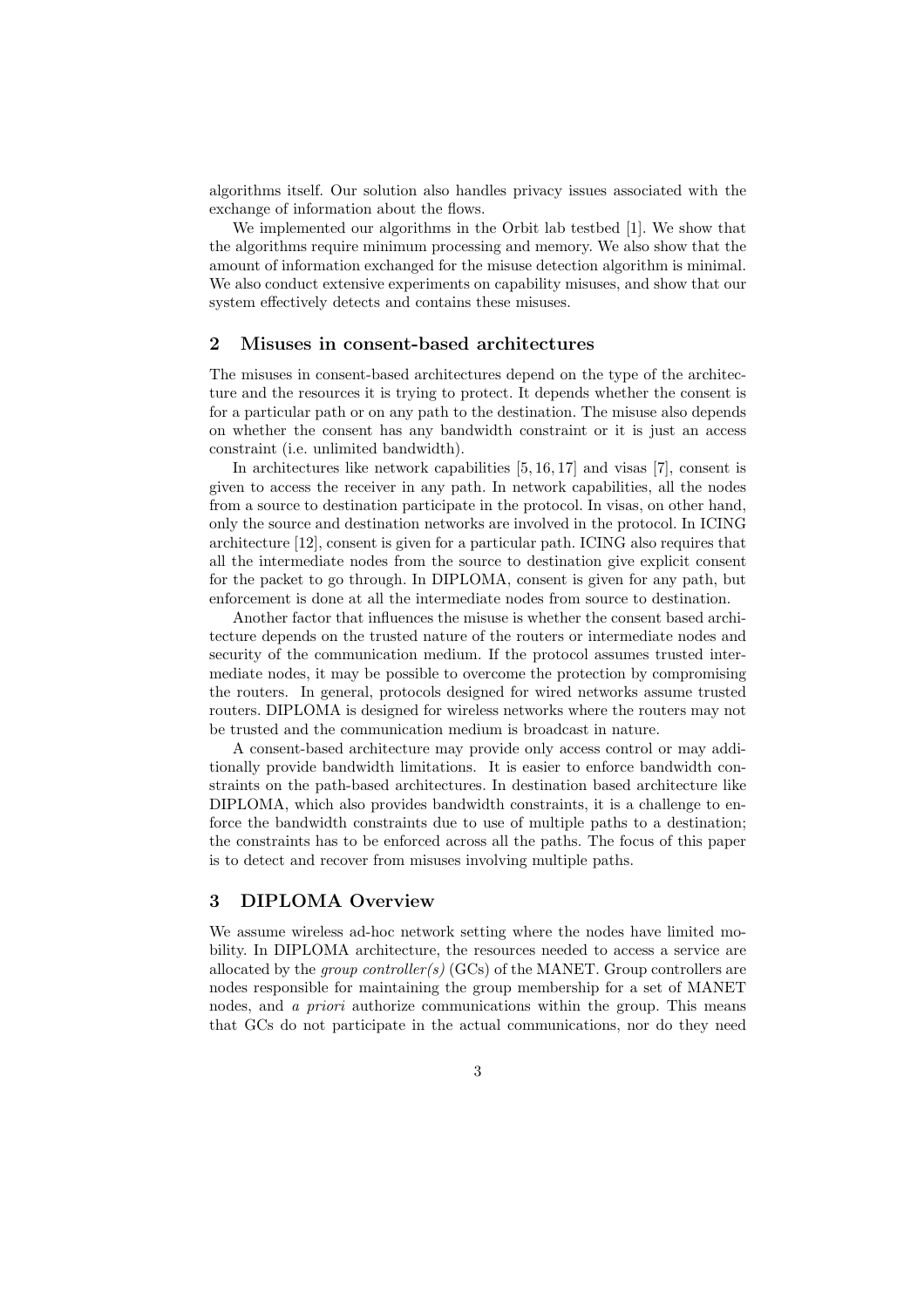algorithms itself. Our solution also handles privacy issues associated with the exchange of information about the flows.

We implemented our algorithms in the Orbit lab testbed [1]. We show that the algorithms require minimum processing and memory. We also show that the amount of information exchanged for the misuse detection algorithm is minimal. We also conduct extensive experiments on capability misuses, and show that our system effectively detects and contains these misuses.

## 2 Misuses in consent-based architectures

The misuses in consent-based architectures depend on the type of the architecture and the resources it is trying to protect. It depends whether the consent is for a particular path or on any path to the destination. The misuse also depends on whether the consent has any bandwidth constraint or it is just an access constraint (i.e. unlimited bandwidth).

In architectures like network capabilities [5, 16, 17] and visas [7], consent is given to access the receiver in any path. In network capabilities, all the nodes from a source to destination participate in the protocol. In visas, on other hand, only the source and destination networks are involved in the protocol. In ICING architecture [12], consent is given for a particular path. ICING also requires that all the intermediate nodes from the source to destination give explicit consent for the packet to go through. In DIPLOMA, consent is given for any path, but enforcement is done at all the intermediate nodes from source to destination.

Another factor that influences the misuse is whether the consent based architecture depends on the trusted nature of the routers or intermediate nodes and security of the communication medium. If the protocol assumes trusted intermediate nodes, it may be possible to overcome the protection by compromising the routers. In general, protocols designed for wired networks assume trusted routers. DIPLOMA is designed for wireless networks where the routers may not be trusted and the communication medium is broadcast in nature.

A consent-based architecture may provide only access control or may additionally provide bandwidth limitations. It is easier to enforce bandwidth constraints on the path-based architectures. In destination based architecture like DIPLOMA, which also provides bandwidth constraints, it is a challenge to enforce the bandwidth constraints due to use of multiple paths to a destination; the constraints has to be enforced across all the paths. The focus of this paper is to detect and recover from misuses involving multiple paths.

## 3 DIPLOMA Overview

We assume wireless ad-hoc network setting where the nodes have limited mobility. In DIPLOMA architecture, the resources needed to access a service are allocated by the *group controller(s)* (GCs) of the MANET. Group controllers are nodes responsible for maintaining the group membership for a set of MANET nodes, and *a priori* authorize communications within the group. This means that GCs do not participate in the actual communications, nor do they need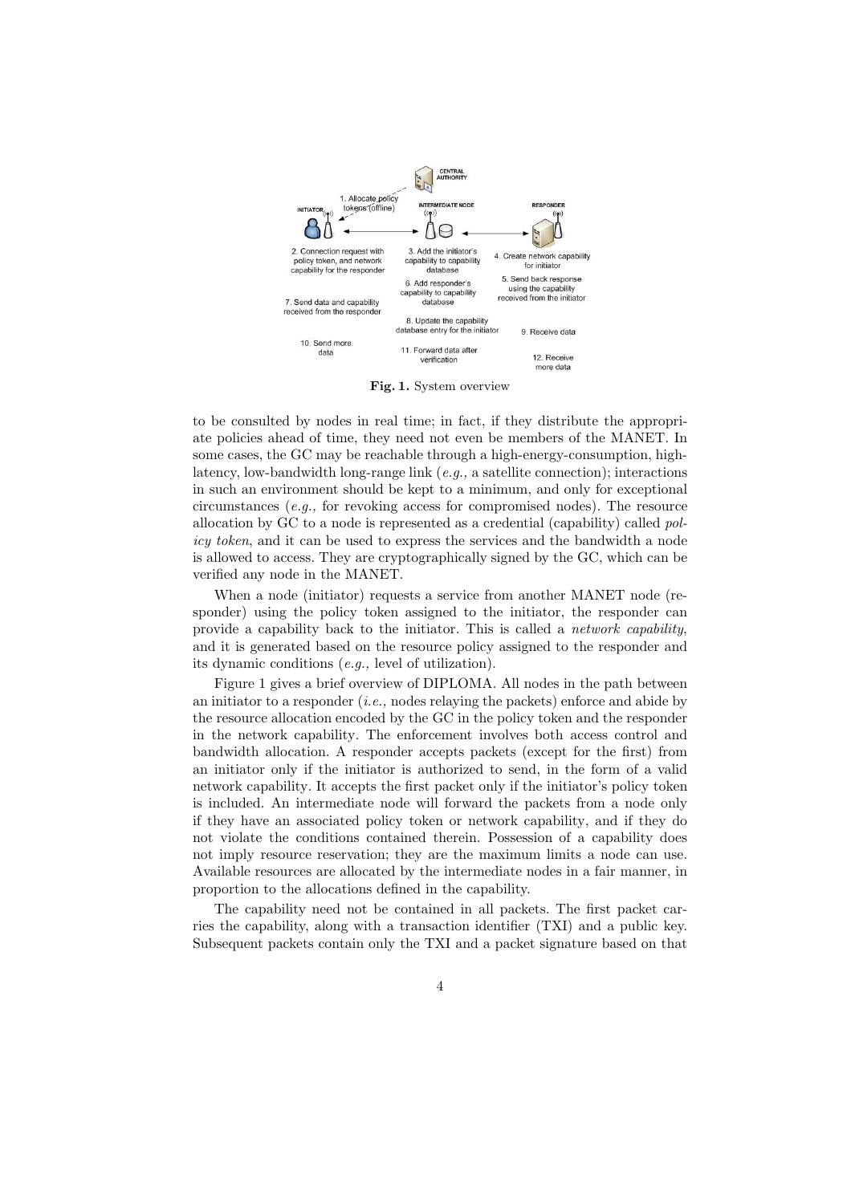**Fig. 1.** System overview

to be consulted by nodes in real time; in fact, if they distribute the appropriate policies ahead of time, they need not even be members of the MANET. In some cases, the GC may be reachable through a high-energy-consumption, high-latency, low-bandwidth long-range link (*e.g.,* a satellite connection); interactions in such an environment should be kept to a minimum, and only for exceptional circumstances (*e.g.,* for revoking access for compromised nodes). The resource allocation by GC to a node is represented as a credential (capability) called *policy token*, and it can be used to express the services and the bandwidth a node is allowed to access. They are cryptographically signed by the GC, which can be verified any node in the MANET.

When a node (initiator) requests a service from another MANET node (responder) using the policy token assigned to the initiator, the responder can provide a capability back to the initiator. This is called a *network capability*, and it is generated based on the resource policy assigned to the responder and its dynamic conditions (*e.g.,* level of utilization).

Figure 1 gives a brief overview of DIPLOMA. All nodes in the path between an initiator to a responder (*i.e.,* nodes relaying the packets) enforce and abide by the resource allocation encoded by the GC in the policy token and the responder in the network capability. The enforcement involves both access control and bandwidth allocation. A responder accepts packets (except for the first) from an initiator only if the initiator is authorized to send, in the form of a valid network capability. It accepts the first packet only if the initiator's policy token is included. An intermediate node will forward the packets from a node only if they have an associated policy token or network capability, and if they do not violate the conditions contained therein. Possession of a capability does not imply resource reservation; they are the maximum limits a node can use. Available resources are allocated by the intermediate nodes in a fair manner, in proportion to the allocations defined in the capability.

The capability need not be contained in all packets. The first packet carries the capability, along with a transaction identifier (TXI) and a public key. Subsequent packets contain only the TXI and a packet signature based on that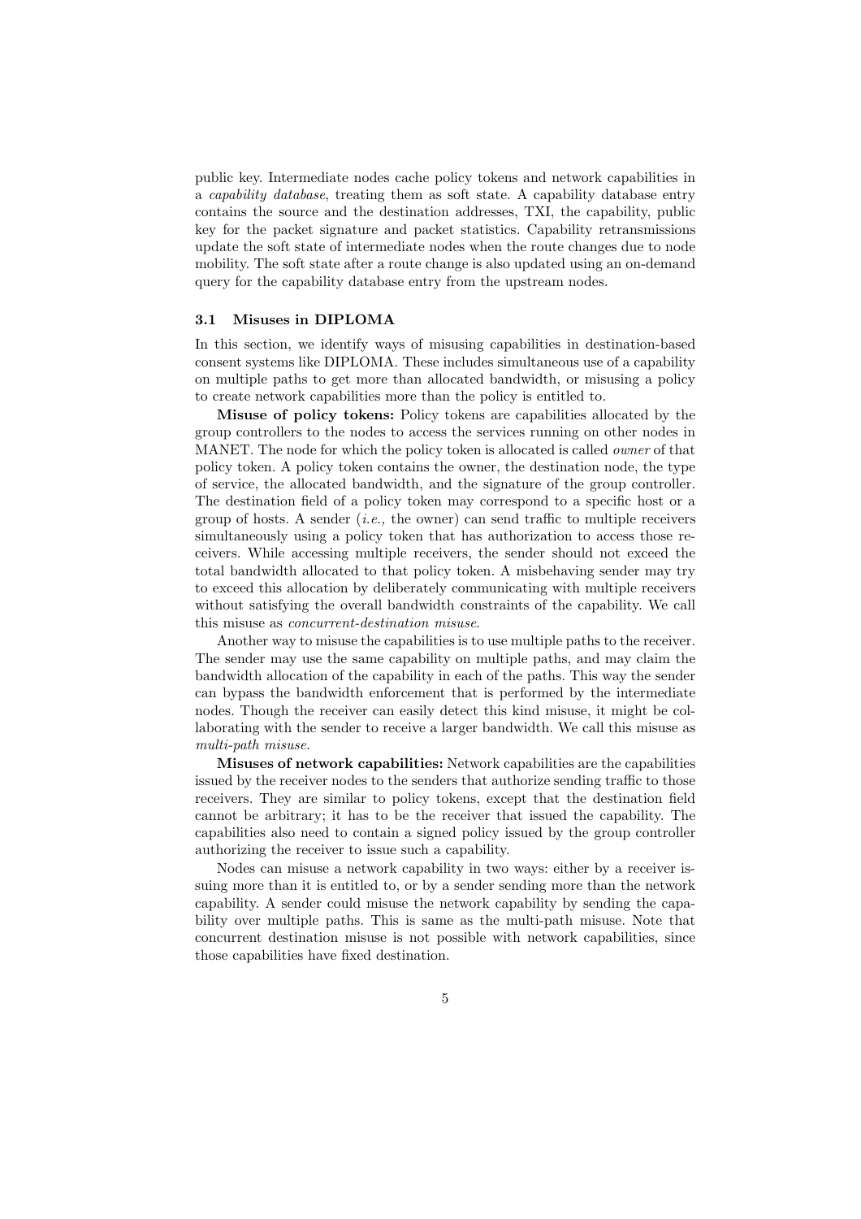public key. Intermediate nodes cache policy tokens and network capabilities in a *capability database*, treating them as soft state. A capability database entry contains the source and the destination addresses, TXI, the capability, public key for the packet signature and packet statistics. Capability retransmissions update the soft state of intermediate nodes when the route changes due to node mobility. The soft state after a route change is also updated using an on-demand query for the capability database entry from the upstream nodes.

### 3.1 Misuses in DIPLOMA

In this section, we identify ways of misusing capabilities in destination-based consent systems like DIPLOMA. These includes simultaneous use of a capability on multiple paths to get more than allocated bandwidth, or misusing a policy to create network capabilities more than the policy is entitled to.

**Misuse of policy tokens:** Policy tokens are capabilities allocated by the group controllers to the nodes to access the services running on other nodes in MANET. The node for which the policy token is allocated is called *owner* of that policy token. A policy token contains the owner, the destination node, the type of service, the allocated bandwidth, and the signature of the group controller. The destination field of a policy token may correspond to a specific host or a group of hosts. A sender (*i.e.,* the owner) can send traffic to multiple receivers simultaneously using a policy token that has authorization to access those receivers. While accessing multiple receivers, the sender should not exceed the total bandwidth allocated to that policy token. A misbehaving sender may try to exceed this allocation by deliberately communicating with multiple receivers without satisfying the overall bandwidth constraints of the capability. We call this misuse as *concurrent-destination misuse*.

Another way to misuse the capabilities is to use multiple paths to the receiver. The sender may use the same capability on multiple paths, and may claim the bandwidth allocation of the capability in each of the paths. This way the sender can bypass the bandwidth enforcement that is performed by the intermediate nodes. Though the receiver can easily detect this kind misuse, it might be collaborating with the sender to receive a larger bandwidth. We call this misuse as *multi-path misuse*.

**Misuses of network capabilities:** Network capabilities are the capabilities issued by the receiver nodes to the senders that authorize sending traffic to those receivers. They are similar to policy tokens, except that the destination field cannot be arbitrary; it has to be the receiver that issued the capability. The capabilities also need to contain a signed policy issued by the group controller authorizing the receiver to issue such a capability.

Nodes can misuse a network capability in two ways: either by a receiver issuing more than it is entitled to, or by a sender sending more than the network capability. A sender could misuse the network capability by sending the capability over multiple paths. This is same as the multi-path misuse. Note that concurrent destination misuse is not possible with network capabilities, since those capabilities have fixed destination.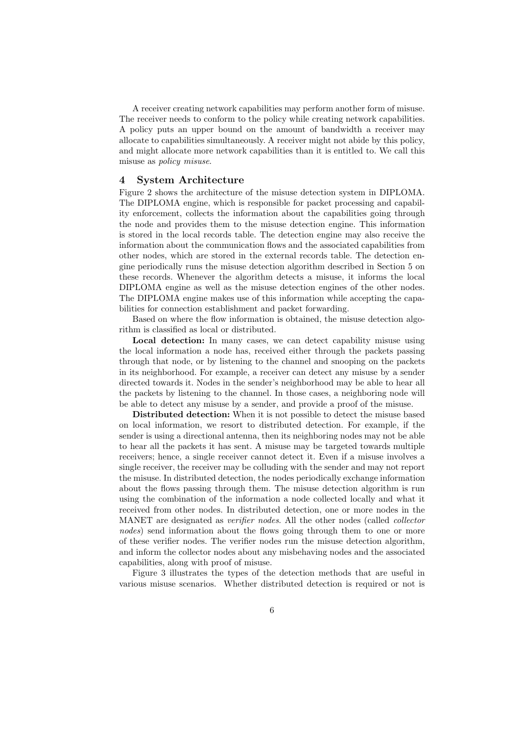A receiver creating network capabilities may perform another form of misuse. The receiver needs to conform to the policy while creating network capabilities. A policy puts an upper bound on the amount of bandwidth a receiver may allocate to capabilities simultaneously. A receiver might not abide by this policy, and might allocate more network capabilities than it is entitled to. We call this misuse as *policy misuse*.

## 4 System Architecture

Figure 2 shows the architecture of the misuse detection system in DIPLOMA. The DIPLOMA engine, which is responsible for packet processing and capability enforcement, collects the information about the capabilities going through the node and provides them to the misuse detection engine. This information is stored in the local records table. The detection engine may also receive the information about the communication flows and the associated capabilities from other nodes, which are stored in the external records table. The detection engine periodically runs the misuse detection algorithm described in Section 5 on these records. Whenever the algorithm detects a misuse, it informs the local DIPLOMA engine as well as the misuse detection engines of the other nodes. The DIPLOMA engine makes use of this information while accepting the capabilities for connection establishment and packet forwarding.

Based on where the flow information is obtained, the misuse detection algorithm is classified as local or distributed.

**Local detection:** In many cases, we can detect capability misuse using the local information a node has, received either through the packets passing through that node, or by listening to the channel and snooping on the packets in its neighborhood. For example, a receiver can detect any misuse by a sender directed towards it. Nodes in the sender's neighborhood may be able to hear all the packets by listening to the channel. In those cases, a neighboring node will be able to detect any misuse by a sender, and provide a proof of the misuse.

**Distributed detection:** When it is not possible to detect the misuse based on local information, we resort to distributed detection. For example, if the sender is using a directional antenna, then its neighboring nodes may not be able to hear all the packets it has sent. A misuse may be targeted towards multiple receivers; hence, a single receiver cannot detect it. Even if a misuse involves a single receiver, the receiver may be colluding with the sender and may not report the misuse. In distributed detection, the nodes periodically exchange information about the flows passing through them. The misuse detection algorithm is run using the combination of the information a node collected locally and what it received from other nodes. In distributed detection, one or more nodes in the MANET are designated as *verifier nodes*. All the other nodes (called *collector nodes*) send information about the flows going through them to one or more of these verifier nodes. The verifier nodes run the misuse detection algorithm, and inform the collector nodes about any misbehaving nodes and the associated capabilities, along with proof of misuse.

Figure 3 illustrates the types of the detection methods that are useful in various misuse scenarios. Whether distributed detection is required or not is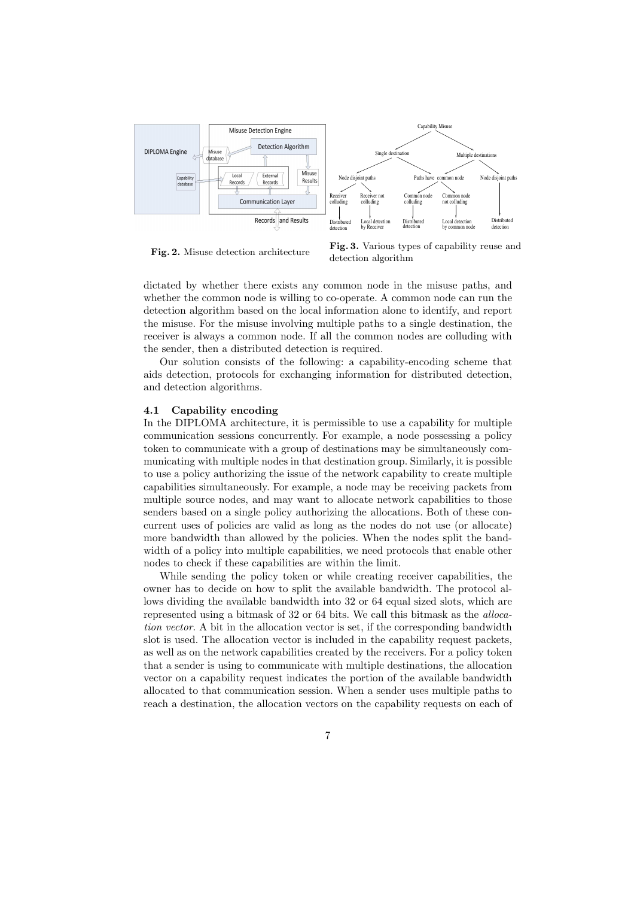DIPLOMA Engine

Misuse database

Capability database

Misuse Detection Engine

Detection Algorithm

Local Records

External Records

Misuse Results

Communication Layer

Records and Results

**Fig. 2.** Misuse detection architecture

Capability Misuse

Single destination

Multiple destinations

Node disjoint paths

Paths have common node

Node disjoint paths

Receiver colluding

Receiver not colluding

Common node colluding

Common node not colluding

Distributed detection

Local detection by Receiver

Distributed detection

Local detection by common node

Distributed detection

**Fig. 3.** Various types of capability reuse and detection algorithm

dictated by whether there exists any common node in the misuse paths, and whether the common node is willing to co-operate. A common node can run the detection algorithm based on the local information alone to identify, and report the misuse. For the misuse involving multiple paths to a single destination, the receiver is always a common node. If all the common nodes are colluding with the sender, then a distributed detection is required.

Our solution consists of the following: a capability-encoding scheme that aids detection, protocols for exchanging information for distributed detection, and detection algorithms.

### 4.1 Capability encoding

In the DIPLOMA architecture, it is permissible to use a capability for multiple communication sessions concurrently. For example, a node possessing a policy token to communicate with a group of destinations may be simultaneously communicating with multiple nodes in that destination group. Similarly, it is possible to use a policy authorizing the issue of the network capability to create multiple capabilities simultaneously. For example, a node may be receiving packets from multiple source nodes, and may want to allocate network capabilities to those senders based on a single policy authorizing the allocations. Both of these concurrent uses of policies are valid as long as the nodes do not use (or allocate) more bandwidth than allowed by the policies. When the nodes split the bandwidth of a policy into multiple capabilities, we need protocols that enable other nodes to check if these capabilities are within the limit.

While sending the policy token or while creating receiver capabilities, the owner has to decide on how to split the available bandwidth. The protocol allows dividing the available bandwidth into 32 or 64 equal sized slots, which are represented using a bitmask of 32 or 64 bits. We call this bitmask as the *allocation vector*. A bit in the allocation vector is set, if the corresponding bandwidth slot is used. The allocation vector is included in the capability request packets, as well as on the network capabilities created by the receivers. For a policy token that a sender is using to communicate with multiple destinations, the allocation vector on a capability request indicates the portion of the available bandwidth allocated to that communication session. When a sender uses multiple paths to reach a destination, the allocation vectors on the capability requests on each of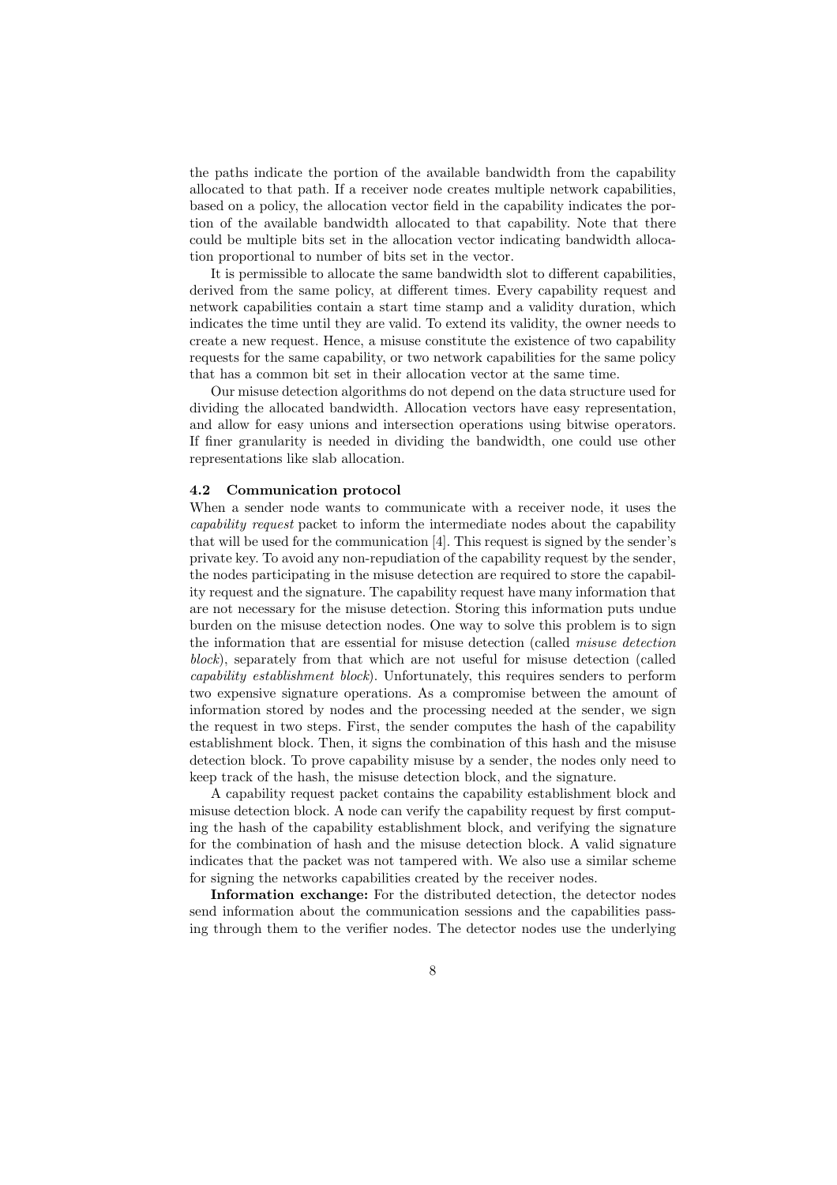the paths indicate the portion of the available bandwidth from the capability allocated to that path. If a receiver node creates multiple network capabilities, based on a policy, the allocation vector field in the capability indicates the portion of the available bandwidth allocated to that capability. Note that there could be multiple bits set in the allocation vector indicating bandwidth allocation proportional to number of bits set in the vector.

It is permissible to allocate the same bandwidth slot to different capabilities, derived from the same policy, at different times. Every capability request and network capabilities contain a start time stamp and a validity duration, which indicates the time until they are valid. To extend its validity, the owner needs to create a new request. Hence, a misuse constitute the existence of two capability requests for the same capability, or two network capabilities for the same policy that has a common bit set in their allocation vector at the same time.

Our misuse detection algorithms do not depend on the data structure used for dividing the allocated bandwidth. Allocation vectors have easy representation, and allow for easy unions and intersection operations using bitwise operators. If finer granularity is needed in dividing the bandwidth, one could use other representations like slab allocation.

### 4.2 Communication protocol

When a sender node wants to communicate with a receiver node, it uses the *capability request* packet to inform the intermediate nodes about the capability that will be used for the communication [4]. This request is signed by the sender's private key. To avoid any non-repudiation of the capability request by the sender, the nodes participating in the misuse detection are required to store the capability request and the signature. The capability request have many information that are not necessary for the misuse detection. Storing this information puts undue burden on the misuse detection nodes. One way to solve this problem is to sign the information that are essential for misuse detection (called *misuse detection block*), separately from that which are not useful for misuse detection (called *capability establishment block*). Unfortunately, this requires senders to perform two expensive signature operations. As a compromise between the amount of information stored by nodes and the processing needed at the sender, we sign the request in two steps. First, the sender computes the hash of the capability establishment block. Then, it signs the combination of this hash and the misuse detection block. To prove capability misuse by a sender, the nodes only need to keep track of the hash, the misuse detection block, and the signature.

A capability request packet contains the capability establishment block and misuse detection block. A node can verify the capability request by first computing the hash of the capability establishment block, and verifying the signature for the combination of hash and the misuse detection block. A valid signature indicates that the packet was not tampered with. We also use a similar scheme for signing the networks capabilities created by the receiver nodes.

**Information exchange:** For the distributed detection, the detector nodes send information about the communication sessions and the capabilities passing through them to the verifier nodes. The detector nodes use the underlying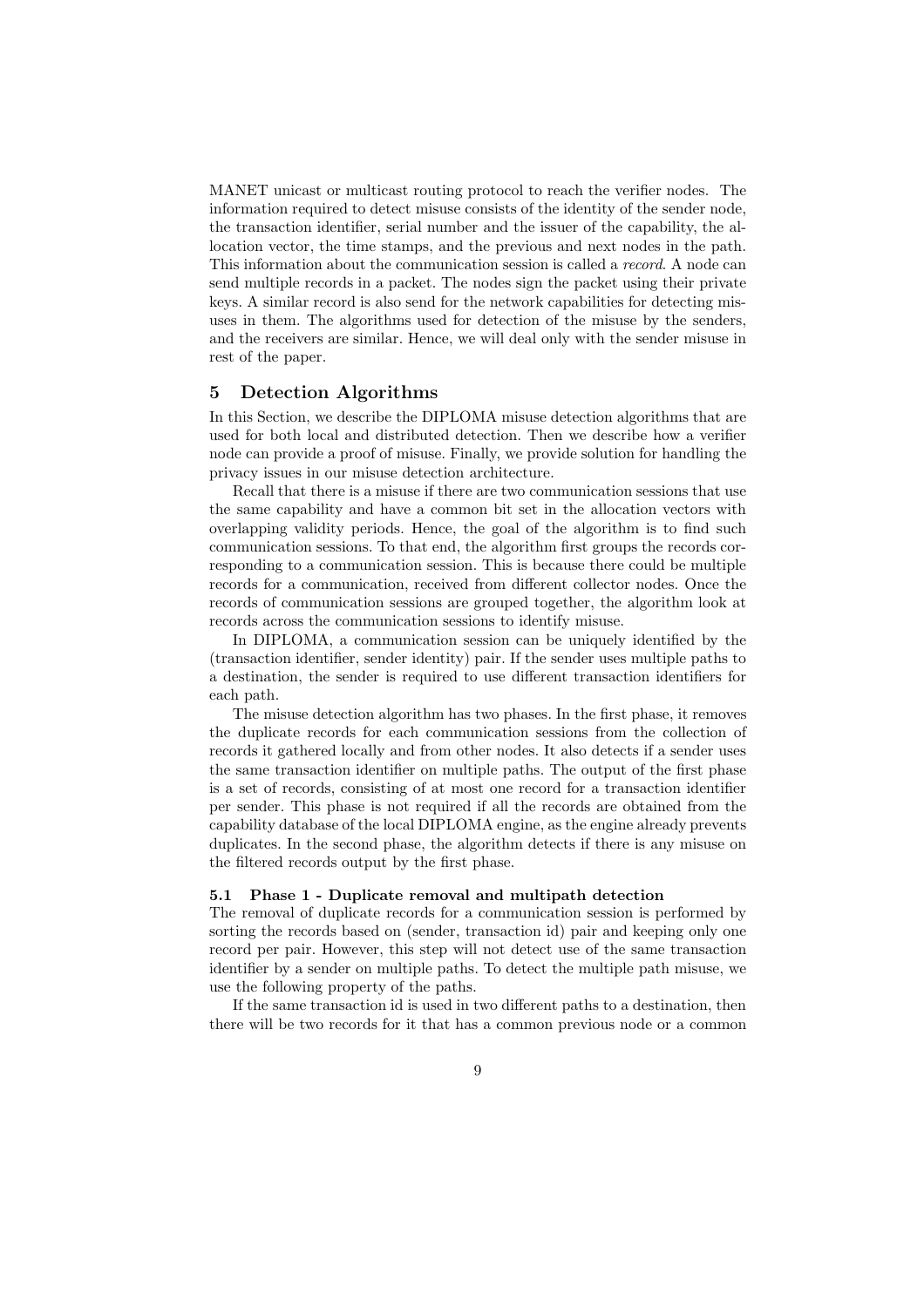MANET unicast or multicast routing protocol to reach the verifier nodes. The information required to detect misuse consists of the identity of the sender node, the transaction identifier, serial number and the issuer of the capability, the allocation vector, the time stamps, and the previous and next nodes in the path. This information about the communication session is called a *record*. A node can send multiple records in a packet. The nodes sign the packet using their private keys. A similar record is also send for the network capabilities for detecting misuses in them. The algorithms used for detection of the misuse by the senders, and the receivers are similar. Hence, we will deal only with the sender misuse in rest of the paper.

## 5 Detection Algorithms

In this Section, we describe the DIPLOMA misuse detection algorithms that are used for both local and distributed detection. Then we describe how a verifier node can provide a proof of misuse. Finally, we provide solution for handling the privacy issues in our misuse detection architecture.

Recall that there is a misuse if there are two communication sessions that use the same capability and have a common bit set in the allocation vectors with overlapping validity periods. Hence, the goal of the algorithm is to find such communication sessions. To that end, the algorithm first groups the records corresponding to a communication session. This is because there could be multiple records for a communication, received from different collector nodes. Once the records of communication sessions are grouped together, the algorithm look at records across the communication sessions to identify misuse.

In DIPLOMA, a communication session can be uniquely identified by the (transaction identifier, sender identity) pair. If the sender uses multiple paths to a destination, the sender is required to use different transaction identifiers for each path.

The misuse detection algorithm has two phases. In the first phase, it removes the duplicate records for each communication sessions from the collection of records it gathered locally and from other nodes. It also detects if a sender uses the same transaction identifier on multiple paths. The output of the first phase is a set of records, consisting of at most one record for a transaction identifier per sender. This phase is not required if all the records are obtained from the capability database of the local DIPLOMA engine, as the engine already prevents duplicates. In the second phase, the algorithm detects if there is any misuse on the filtered records output by the first phase.

### 5.1 Phase 1 - Duplicate removal and multipath detection

The removal of duplicate records for a communication session is performed by sorting the records based on (sender, transaction id) pair and keeping only one record per pair. However, this step will not detect use of the same transaction identifier by a sender on multiple paths. To detect the multiple path misuse, we use the following property of the paths.

If the same transaction id is used in two different paths to a destination, then there will be two records for it that has a common previous node or a common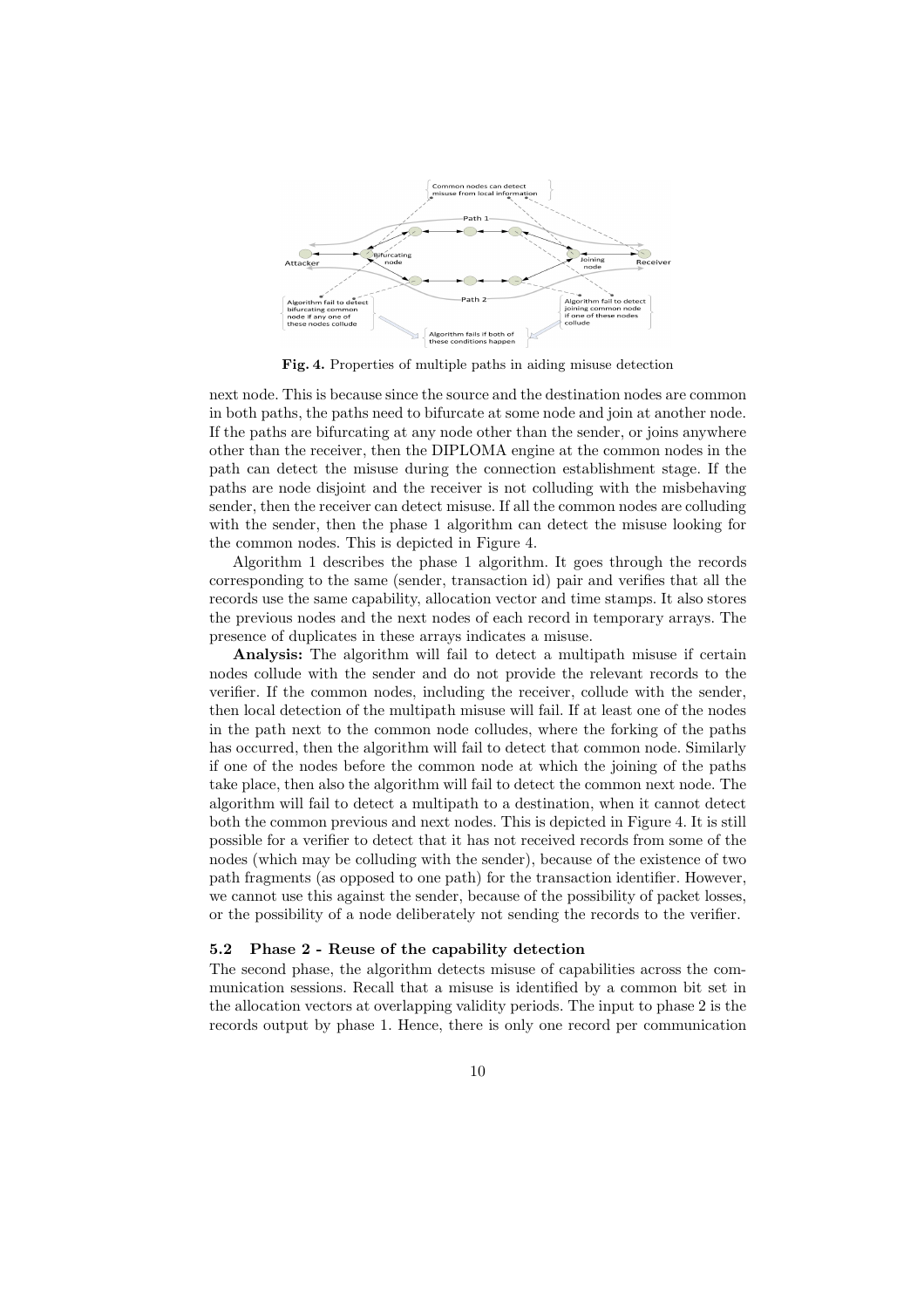Common nodes can detect misuse from local information

Path 1

Attacker

Bifurcating node

Joining node

Receiver

Path 2

Algorithm fail to detect bifurcating common node if any one of these nodes collude

Algorithm fail to detect joining common node if one of these nodes collude

Algorithm fails if both of these conditions happen

**Fig. 4.** Properties of multiple paths in aiding misuse detection

next node. This is because since the source and the destination nodes are common in both paths, the paths need to bifurcate at some node and join at another node. If the paths are bifurcating at any node other than the sender, or joins anywhere other than the receiver, then the DIPLOMA engine at the common nodes in the path can detect the misuse during the connection establishment stage. If the paths are node disjoint and the receiver is not colluding with the misbehaving sender, then the receiver can detect misuse. If all the common nodes are colluding with the sender, then the phase 1 algorithm can detect the misuse looking for the common nodes. This is depicted in Figure 4.

Algorithm 1 describes the phase 1 algorithm. It goes through the records corresponding to the same (sender, transaction id) pair and verifies that all the records use the same capability, allocation vector and time stamps. It also stores the previous nodes and the next nodes of each record in temporary arrays. The presence of duplicates in these arrays indicates a misuse.

**Analysis:** The algorithm will fail to detect a multipath misuse if certain nodes collude with the sender and do not provide the relevant records to the verifier. If the common nodes, including the receiver, collude with the sender, then local detection of the multipath misuse will fail. If at least one of the nodes in the path next to the common node colludes, where the forking of the paths has occurred, then the algorithm will fail to detect that common node. Similarly if one of the nodes before the common node at which the joining of the paths take place, then also the algorithm will fail to detect the common next node. The algorithm will fail to detect a multipath to a destination, when it cannot detect both the common previous and next nodes. This is depicted in Figure 4. It is still possible for a verifier to detect that it has not received records from some of the nodes (which may be colluding with the sender), because of the existence of two path fragments (as opposed to one path) for the transaction identifier. However, we cannot use this against the sender, because of the possibility of packet losses, or the possibility of a node deliberately not sending the records to the verifier.

### 5.2 Phase 2 - Reuse of the capability detection

The second phase, the algorithm detects misuse of capabilities across the communication sessions. Recall that a misuse is identified by a common bit set in the allocation vectors at overlapping validity periods. The input to phase 2 is the records output by phase 1. Hence, there is only one record per communication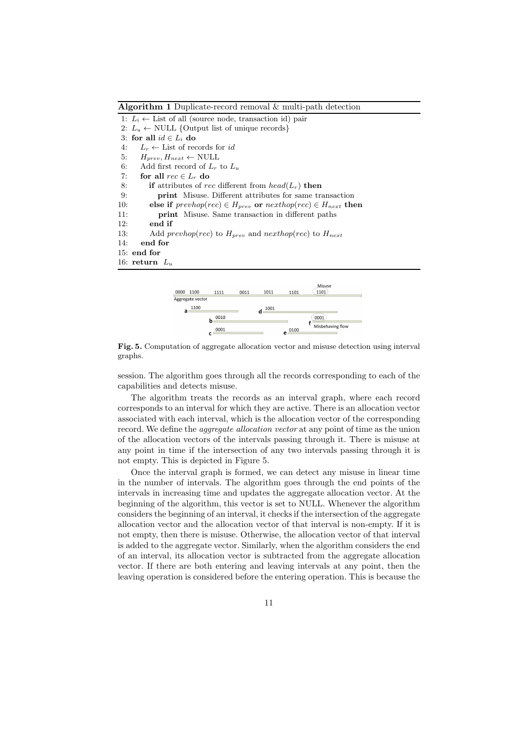**Algorithm 1** Duplicate-record removal & multi-path detection

```
1:  L_i ← List of all (source node, transaction id) pair
2:  L_u ← NULL {Output list of unique records}
3:  for all id ∈ L_i do
4:     L_r ← List of records for id
5:     H_prev, H_next ← NULL
6:     Add first record of L_r to L_u
7:     for all rec ∈ L_r do
8:        if attributes of rec different from head(L_r) then
9:           print Misuse. Different attributes for same transaction
10:       else if prevhop(rec) ∈ H_prev or nexthop(rec) ∈ H_next then
11:          print Misuse. Same transaction in different paths
12:       end if
13:       Add prevhop(rec) to H_prev and nexthop(rec) to H_next
14:    end for
15: end for
16: return L_u
```

**Fig. 5.** Computation of aggregate allocation vector and misuse detection using interval graphs.

session. The algorithm goes through all the records corresponding to each of the capabilities and detects misuse.

The algorithm treats the records as an interval graph, where each record corresponds to an interval for which they are active. There is an allocation vector associated with each interval, which is the allocation vector of the corresponding record. We define the *aggregate allocation vector* at any point of time as the union of the allocation vectors of the intervals passing through it. There is misuse at any point in time if the intersection of any two intervals passing through it is not empty. This is depicted in Figure 5.

Once the interval graph is formed, we can detect any misuse in linear time in the number of intervals. The algorithm goes through the end points of the intervals in increasing time and updates the aggregate allocation vector. At the beginning of the algorithm, this vector is set to NULL. Whenever the algorithm considers the beginning of an interval, it checks if the intersection of the aggregate allocation vector and the allocation vector of that interval is non-empty. If it is not empty, then there is misuse. Otherwise, the allocation vector of that interval is added to the aggregate vector. Similarly, when the algorithm considers the end of an interval, its allocation vector is subtracted from the aggregate allocation vector. If there are both entering and leaving intervals at any point, then the leaving operation is considered before the entering operation. This is because the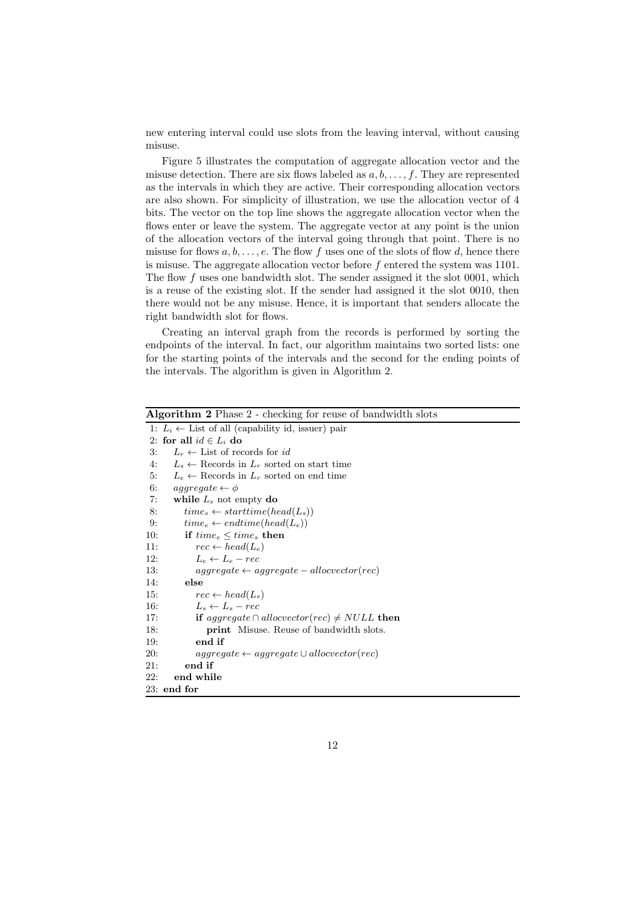new entering interval could use slots from the leaving interval, without causing misuse.

Figure 5 illustrates the computation of aggregate allocation vector and the misuse detection. There are six flows labeled as $a, b, \ldots, f$. They are represented as the intervals in which they are active. Their corresponding allocation vectors are also shown. For simplicity of illustration, we use the allocation vector of 4 bits. The vector on the top line shows the aggregate allocation vector when the flows enter or leave the system. The aggregate vector at any point is the union of the allocation vectors of the interval going through that point. There is no misuse for flows $a, b, \ldots, e$. The flow $f$ uses one of the slots of flow $d$, hence there is misuse. The aggregate allocation vector before $f$ entered the system was 1101. The flow $f$ uses one bandwidth slot. The sender assigned it the slot 0001, which is a reuse of the existing slot. If the sender had assigned it the slot 0010, then there would not be any misuse. Hence, it is important that senders allocate the right bandwidth slot for flows.

Creating an interval graph from the records is performed by sorting the endpoints of the interval. In fact, our algorithm maintains two sorted lists: one for the starting points of the intervals and the second for the ending points of the intervals. The algorithm is given in Algorithm 2.

**Algorithm 2** Phase 2 - checking for reuse of bandwidth slots

```
 1: L_i ← List of all (capability id, issuer) pair
 2: for all id ∈ L_i do
 3:    L_r ← List of records for id
 4:    L_s ← Records in L_r sorted on start time
 5:    L_e ← Records in L_r sorted on end time
 6:    aggregate ← φ
 7:    while L_s not empty do
 8:       time_s ← starttime(head(L_s))
 9:       time_e ← endtime(head(L_e))
10:       if time_e ≤ time_s then
11:          rec ← head(L_e)
12:          L_e ← L_e − rec
13:          aggregate ← aggregate − allocvector(rec)
14:       else
15:          rec ← head(L_s)
16:          L_s ← L_s − rec
17:          if aggregate ∩ allocvector(rec) ≠ NULL then
18:             print Misuse. Reuse of bandwidth slots.
19:          end if
20:          aggregate ← aggregate ∪ allocvector(rec)
21:       end if
22:    end while
23: end for
```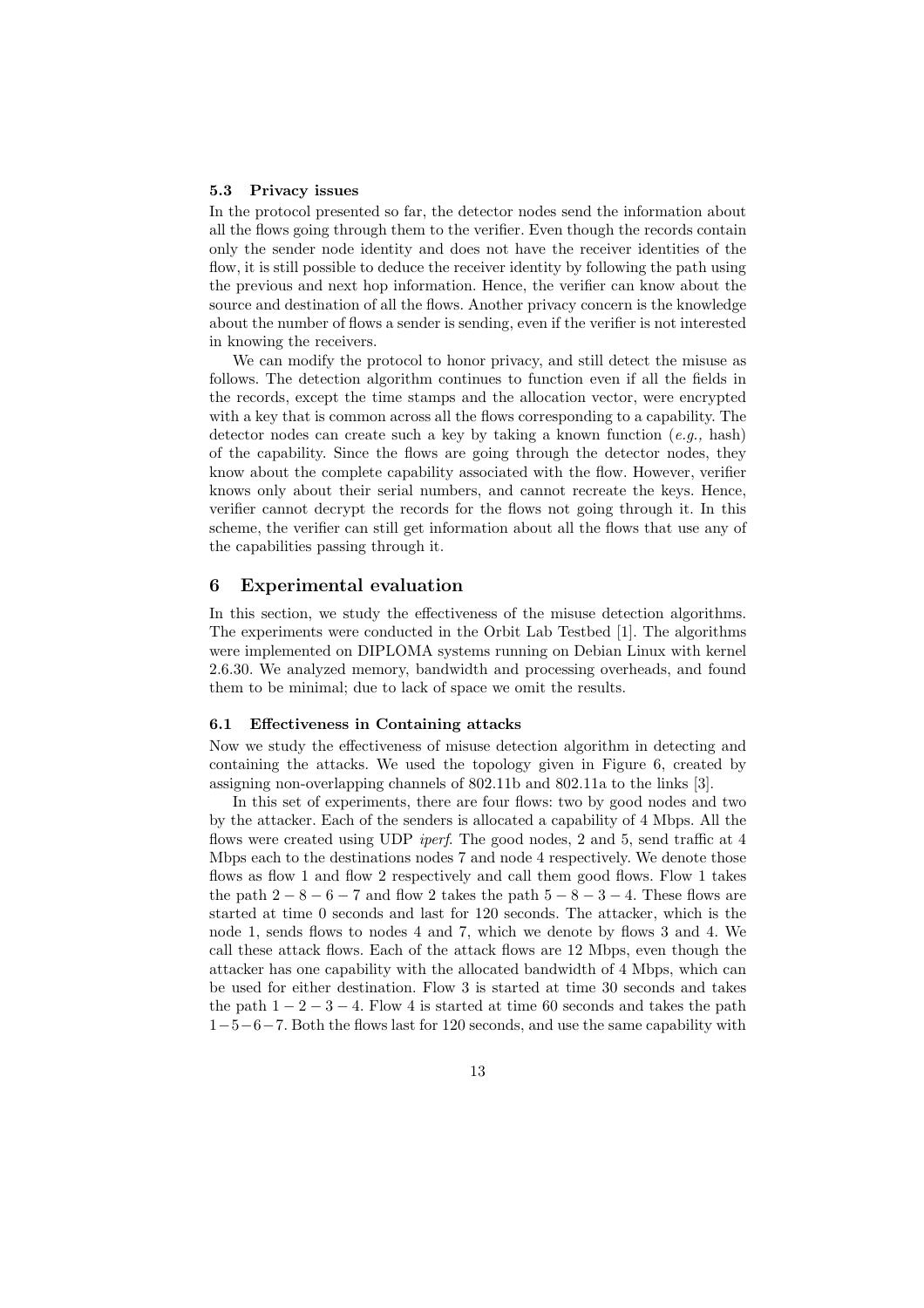### 5.3 Privacy issues

In the protocol presented so far, the detector nodes send the information about all the flows going through them to the verifier. Even though the records contain only the sender node identity and does not have the receiver identities of the flow, it is still possible to deduce the receiver identity by following the path using the previous and next hop information. Hence, the verifier can know about the source and destination of all the flows. Another privacy concern is the knowledge about the number of flows a sender is sending, even if the verifier is not interested in knowing the receivers.

We can modify the protocol to honor privacy, and still detect the misuse as follows. The detection algorithm continues to function even if all the fields in the records, except the time stamps and the allocation vector, were encrypted with a key that is common across all the flows corresponding to a capability. The detector nodes can create such a key by taking a known function (*e.g.,* hash) of the capability. Since the flows are going through the detector nodes, they know about the complete capability associated with the flow. However, verifier knows only about their serial numbers, and cannot recreate the keys. Hence, verifier cannot decrypt the records for the flows not going through it. In this scheme, the verifier can still get information about all the flows that use any of the capabilities passing through it.

## 6 Experimental evaluation

In this section, we study the effectiveness of the misuse detection algorithms. The experiments were conducted in the Orbit Lab Testbed [1]. The algorithms were implemented on DIPLOMA systems running on Debian Linux with kernel 2.6.30. We analyzed memory, bandwidth and processing overheads, and found them to be minimal; due to lack of space we omit the results.

### 6.1 Effectiveness in Containing attacks

Now we study the effectiveness of misuse detection algorithm in detecting and containing the attacks. We used the topology given in Figure 6, created by assigning non-overlapping channels of 802.11b and 802.11a to the links [3].

In this set of experiments, there are four flows: two by good nodes and two by the attacker. Each of the senders is allocated a capability of 4 Mbps. All the flows were created using UDP *iperf*. The good nodes, 2 and 5, send traffic at 4 Mbps each to the destinations nodes 7 and node 4 respectively. We denote those flows as flow 1 and flow 2 respectively and call them good flows. Flow 1 takes the path $2-8-6-7$ and flow 2 takes the path $5-8-3-4$. These flows are started at time 0 seconds and last for 120 seconds. The attacker, which is the node 1, sends flows to nodes 4 and 7, which we denote by flows 3 and 4. We call these attack flows. Each of the attack flows are 12 Mbps, even though the attacker has one capability with the allocated bandwidth of 4 Mbps, which can be used for either destination. Flow 3 is started at time 30 seconds and takes the path $1-2-3-4$. Flow 4 is started at time 60 seconds and takes the path $1-5-6-7$. Both the flows last for 120 seconds, and use the same capability with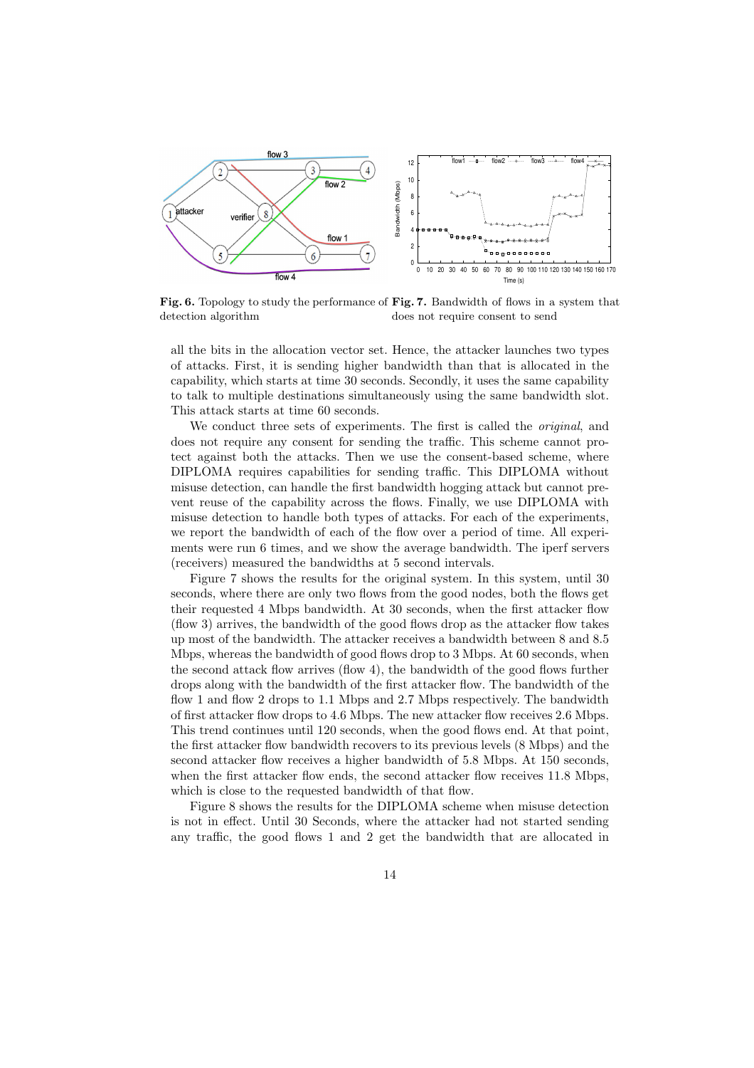**Fig. 6.** Topology to study the performance of detection algorithm

**Fig. 7.** Bandwidth of flows in a system that does not require consent to send

all the bits in the allocation vector set. Hence, the attacker launches two types of attacks. First, it is sending higher bandwidth than that is allocated in the capability, which starts at time 30 seconds. Secondly, it uses the same capability to talk to multiple destinations simultaneously using the same bandwidth slot. This attack starts at time 60 seconds.

We conduct three sets of experiments. The first is called the *original*, and does not require any consent for sending the traffic. This scheme cannot protect against both the attacks. Then we use the consent-based scheme, where DIPLOMA requires capabilities for sending traffic. This DIPLOMA without misuse detection, can handle the first bandwidth hogging attack but cannot prevent reuse of the capability across the flows. Finally, we use DIPLOMA with misuse detection to handle both types of attacks. For each of the experiments, we report the bandwidth of each of the flow over a period of time. All experiments were run 6 times, and we show the average bandwidth. The iperf servers (receivers) measured the bandwidths at 5 second intervals.

Figure 7 shows the results for the original system. In this system, until 30 seconds, where there are only two flows from the good nodes, both the flows get their requested 4 Mbps bandwidth. At 30 seconds, when the first attacker flow (flow 3) arrives, the bandwidth of the good flows drop as the attacker flow takes up most of the bandwidth. The attacker receives a bandwidth between 8 and 8.5 Mbps, whereas the bandwidth of good flows drop to 3 Mbps. At 60 seconds, when the second attack flow arrives (flow 4), the bandwidth of the good flows further drops along with the bandwidth of the first attacker flow. The bandwidth of the flow 1 and flow 2 drops to 1.1 Mbps and 2.7 Mbps respectively. The bandwidth of first attacker flow drops to 4.6 Mbps. The new attacker flow receives 2.6 Mbps. This trend continues until 120 seconds, when the good flows end. At that point, the first attacker flow bandwidth recovers to its previous levels (8 Mbps) and the second attacker flow receives a higher bandwidth of 5.8 Mbps. At 150 seconds, when the first attacker flow ends, the second attacker flow receives 11.8 Mbps, which is close to the requested bandwidth of that flow.

Figure 8 shows the results for the DIPLOMA scheme when misuse detection is not in effect. Until 30 Seconds, where the attacker had not started sending any traffic, the good flows 1 and 2 get the bandwidth that are allocated in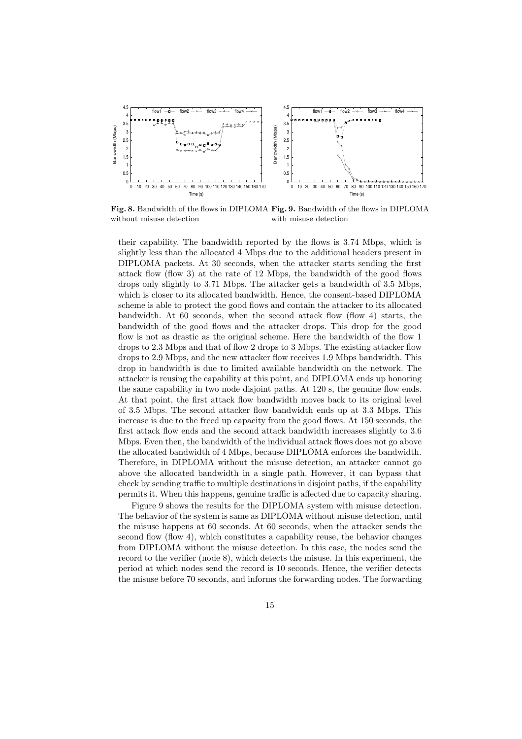**Fig. 8.** Bandwidth of the flows in DIPLOMA without misuse detection

**Fig. 9.** Bandwidth of the flows in DIPLOMA with misuse detection

their capability. The bandwidth reported by the flows is 3.74 Mbps, which is slightly less than the allocated 4 Mbps due to the additional headers present in DIPLOMA packets. At 30 seconds, when the attacker starts sending the first attack flow (flow 3) at the rate of 12 Mbps, the bandwidth of the good flows drops only slightly to 3.71 Mbps. The attacker gets a bandwidth of 3.5 Mbps, which is closer to its allocated bandwidth. Hence, the consent-based DIPLOMA scheme is able to protect the good flows and contain the attacker to its allocated bandwidth. At 60 seconds, when the second attack flow (flow 4) starts, the bandwidth of the good flows and the attacker drops. This drop for the good flow is not as drastic as the original scheme. Here the bandwidth of the flow 1 drops to 2.3 Mbps and that of flow 2 drops to 3 Mbps. The existing attacker flow drops to 2.9 Mbps, and the new attacker flow receives 1.9 Mbps bandwidth. This drop in bandwidth is due to limited available bandwidth on the network. The attacker is reusing the capability at this point, and DIPLOMA ends up honoring the same capability in two node disjoint paths. At 120 s, the genuine flow ends. At that point, the first attack flow bandwidth moves back to its original level of 3.5 Mbps. The second attacker flow bandwidth ends up at 3.3 Mbps. This increase is due to the freed up capacity from the good flows. At 150 seconds, the first attack flow ends and the second attack bandwidth increases slightly to 3.6 Mbps. Even then, the bandwidth of the individual attack flows does not go above the allocated bandwidth of 4 Mbps, because DIPLOMA enforces the bandwidth. Therefore, in DIPLOMA without the misuse detection, an attacker cannot go above the allocated bandwidth in a single path. However, it can bypass that check by sending traffic to multiple destinations in disjoint paths, if the capability permits it. When this happens, genuine traffic is affected due to capacity sharing.

Figure 9 shows the results for the DIPLOMA system with misuse detection. The behavior of the system is same as DIPLOMA without misuse detection, until the misuse happens at 60 seconds. At 60 seconds, when the attacker sends the second flow (flow 4), which constitutes a capability reuse, the behavior changes from DIPLOMA without the misuse detection. In this case, the nodes send the record to the verifier (node 8), which detects the misuse. In this experiment, the period at which nodes send the record is 10 seconds. Hence, the verifier detects the misuse before 70 seconds, and informs the forwarding nodes. The forwarding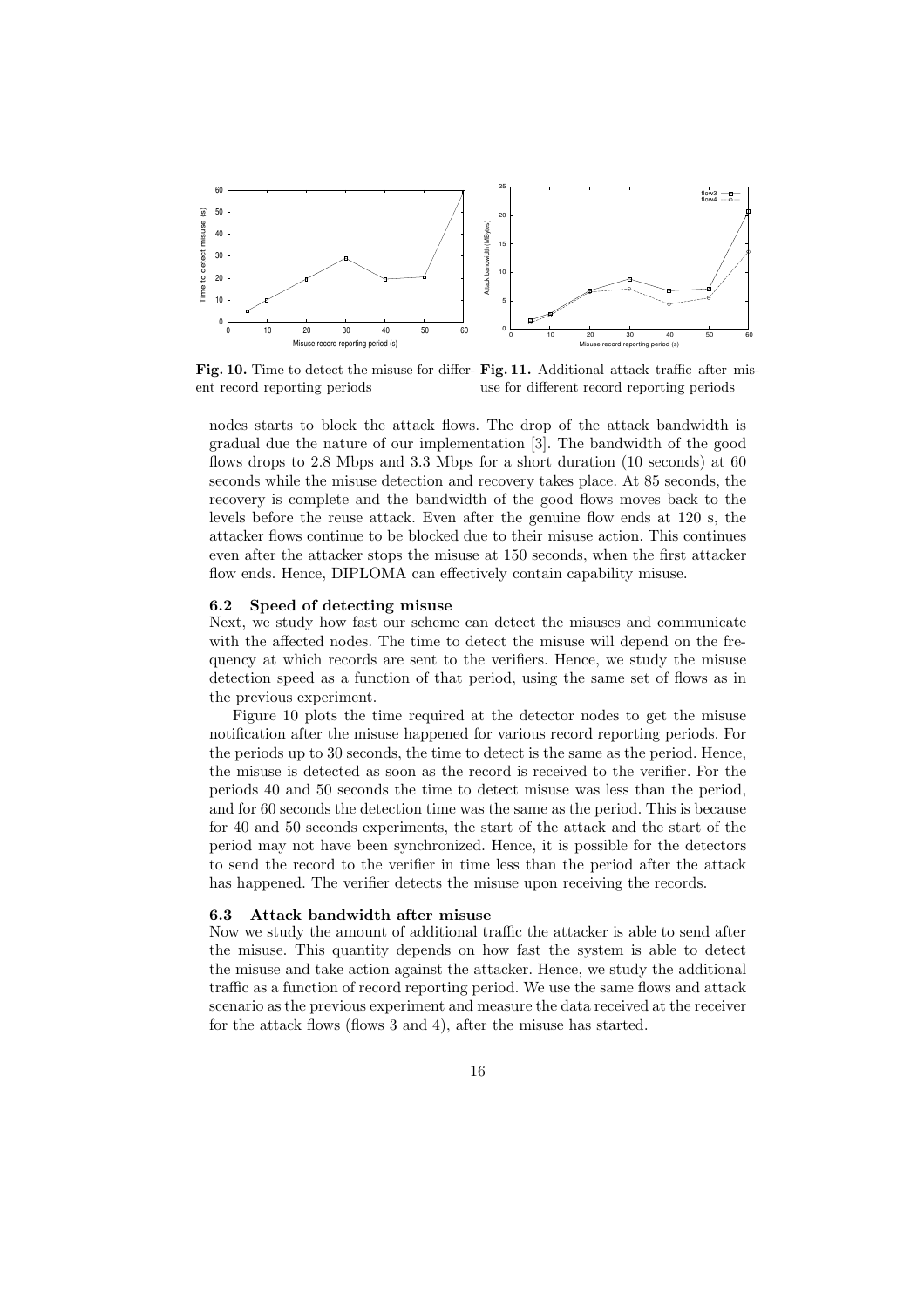Fig. 10. Time to detect the misuse for different record reporting periods

Fig. 11. Additional attack traffic after misuse for different record reporting periods

nodes starts to block the attack flows. The drop of the attack bandwidth is gradual due the nature of our implementation [3]. The bandwidth of the good flows drops to 2.8 Mbps and 3.3 Mbps for a short duration (10 seconds) at 60 seconds while the misuse detection and recovery takes place. At 85 seconds, the recovery is complete and the bandwidth of the good flows moves back to the levels before the reuse attack. Even after the genuine flow ends at 120 s, the attacker flows continue to be blocked due to their misuse action. This continues even after the attacker stops the misuse at 150 seconds, when the first attacker flow ends. Hence, DIPLOMA can effectively contain capability misuse.

### 6.2 Speed of detecting misuse

Next, we study how fast our scheme can detect the misuses and communicate with the affected nodes. The time to detect the misuse will depend on the frequency at which records are sent to the verifiers. Hence, we study the misuse detection speed as a function of that period, using the same set of flows as in the previous experiment.

Figure 10 plots the time required at the detector nodes to get the misuse notification after the misuse happened for various record reporting periods. For the periods up to 30 seconds, the time to detect is the same as the period. Hence, the misuse is detected as soon as the record is received to the verifier. For the periods 40 and 50 seconds the time to detect misuse was less than the period, and for 60 seconds the detection time was the same as the period. This is because for 40 and 50 seconds experiments, the start of the attack and the start of the period may not have been synchronized. Hence, it is possible for the detectors to send the record to the verifier in time less than the period after the attack has happened. The verifier detects the misuse upon receiving the records.

### 6.3 Attack bandwidth after misuse

Now we study the amount of additional traffic the attacker is able to send after the misuse. This quantity depends on how fast the system is able to detect the misuse and take action against the attacker. Hence, we study the additional traffic as a function of record reporting period. We use the same flows and attack scenario as the previous experiment and measure the data received at the receiver for the attack flows (flows 3 and 4), after the misuse has started.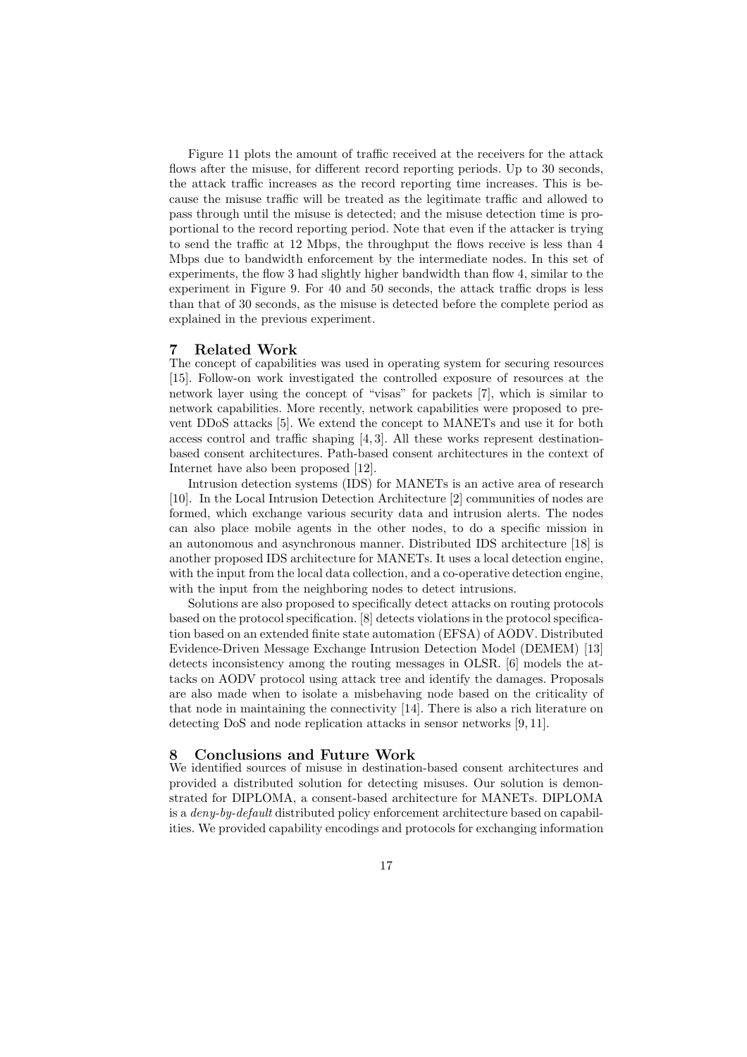Figure 11 plots the amount of traffic received at the receivers for the attack flows after the misuse, for different record reporting periods. Up to 30 seconds, the attack traffic increases as the record reporting time increases. This is because the misuse traffic will be treated as the legitimate traffic and allowed to pass through until the misuse is detected; and the misuse detection time is proportional to the record reporting period. Note that even if the attacker is trying to send the traffic at 12 Mbps, the throughput the flows receive is less than 4 Mbps due to bandwidth enforcement by the intermediate nodes. In this set of experiments, the flow 3 had slightly higher bandwidth than flow 4, similar to the experiment in Figure 9. For 40 and 50 seconds, the attack traffic drops is less than that of 30 seconds, as the misuse is detected before the complete period as explained in the previous experiment.

## 7 Related Work

The concept of capabilities was used in operating system for securing resources [15]. Follow-on work investigated the controlled exposure of resources at the network layer using the concept of "visas" for packets [7], which is similar to network capabilities. More recently, network capabilities were proposed to prevent DDoS attacks [5]. We extend the concept to MANETs and use it for both access control and traffic shaping [4, 3]. All these works represent destination-based consent architectures. Path-based consent architectures in the context of Internet have also been proposed [12].

Intrusion detection systems (IDS) for MANETs is an active area of research [10]. In the Local Intrusion Detection Architecture [2] communities of nodes are formed, which exchange various security data and intrusion alerts. The nodes can also place mobile agents in the other nodes, to do a specific mission in an autonomous and asynchronous manner. Distributed IDS architecture [18] is another proposed IDS architecture for MANETs. It uses a local detection engine, with the input from the local data collection, and a co-operative detection engine, with the input from the neighboring nodes to detect intrusions.

Solutions are also proposed to specifically detect attacks on routing protocols based on the protocol specification. [8] detects violations in the protocol specification based on an extended finite state automation (EFSA) of AODV. Distributed Evidence-Driven Message Exchange Intrusion Detection Model (DEMEM) [13] detects inconsistency among the routing messages in OLSR. [6] models the attacks on AODV protocol using attack tree and identify the damages. Proposals are also made when to isolate a misbehaving node based on the criticality of that node in maintaining the connectivity [14]. There is also a rich literature on detecting DoS and node replication attacks in sensor networks [9, 11].

## 8 Conclusions and Future Work

We identified sources of misuse in destination-based consent architectures and provided a distributed solution for detecting misuses. Our solution is demonstrated for DIPLOMA, a consent-based architecture for MANETs. DIPLOMA is a *deny-by-default* distributed policy enforcement architecture based on capabilities. We provided capability encodings and protocols for exchanging information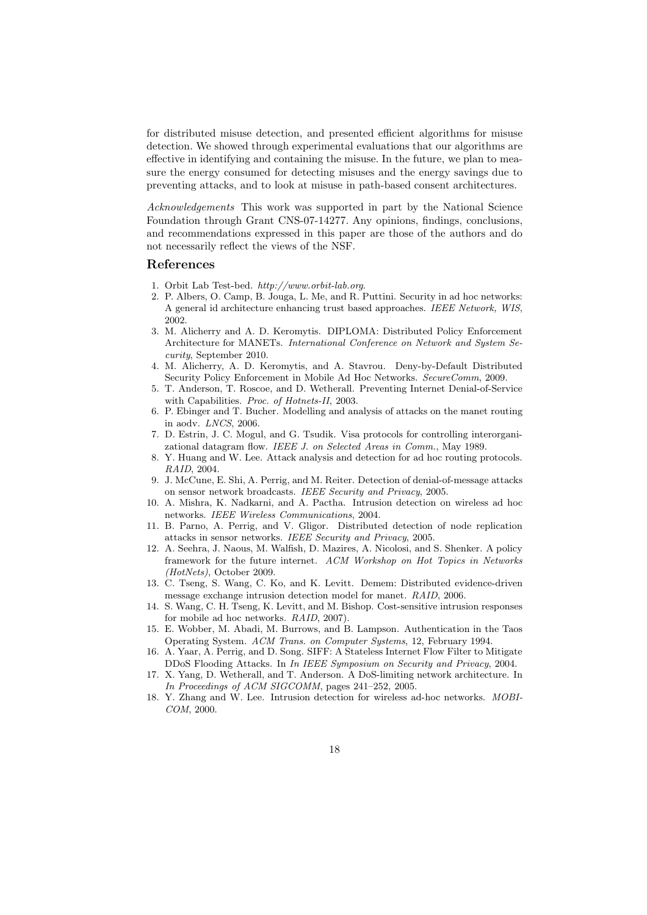for distributed misuse detection, and presented efficient algorithms for misuse detection. We showed through experimental evaluations that our algorithms are effective in identifying and containing the misuse. In the future, we plan to measure the energy consumed for detecting misuses and the energy savings due to preventing attacks, and to look at misuse in path-based consent architectures.

*Acknowledgements* This work was supported in part by the National Science Foundation through Grant CNS-07-14277. Any opinions, findings, conclusions, and recommendations expressed in this paper are those of the authors and do not necessarily reflect the views of the NSF.

## References

1. Orbit Lab Test-bed. *http://www.orbit-lab.org*.
2. P. Albers, O. Camp, B. Jouga, L. Me, and R. Puttini. Security in ad hoc networks: A general id architecture enhancing trust based approaches. *IEEE Network, WIS*, 2002.
3. M. Alicherry and A. D. Keromytis. DIPLOMA: Distributed Policy Enforcement Architecture for MANETs. *International Conference on Network and System Security*, September 2010.
4. M. Alicherry, A. D. Keromytis, and A. Stavrou. Deny-by-Default Distributed Security Policy Enforcement in Mobile Ad Hoc Networks. *SecureComm*, 2009.
5. T. Anderson, T. Roscoe, and D. Wetherall. Preventing Internet Denial-of-Service with Capabilities. *Proc. of Hotnets-II*, 2003.
6. P. Ebinger and T. Bucher. Modelling and analysis of attacks on the manet routing in aodv. *LNCS*, 2006.
7. D. Estrin, J. C. Mogul, and G. Tsudik. Visa protocols for controlling interorganizational datagram flow. *IEEE J. on Selected Areas in Comm.*, May 1989.
8. Y. Huang and W. Lee. Attack analysis and detection for ad hoc routing protocols. *RAID*, 2004.
9. J. McCune, E. Shi, A. Perrig, and M. Reiter. Detection of denial-of-message attacks on sensor network broadcasts. *IEEE Security and Privacy*, 2005.
10. A. Mishra, K. Nadkarni, and A. Pactha. Intrusion detection on wireless ad hoc networks. *IEEE Wireless Communications*, 2004.
11. B. Parno, A. Perrig, and V. Gligor. Distributed detection of node replication attacks in sensor networks. *IEEE Security and Privacy*, 2005.
12. A. Seehra, J. Naous, M. Walfish, D. Mazires, A. Nicolosi, and S. Shenker. A policy framework for the future internet. *ACM Workshop on Hot Topics in Networks (HotNets)*, October 2009.
13. C. Tseng, S. Wang, C. Ko, and K. Levitt. Demem: Distributed evidence-driven message exchange intrusion detection model for manet. *RAID*, 2006.
14. S. Wang, C. H. Tseng, K. Levitt, and M. Bishop. Cost-sensitive intrusion responses for mobile ad hoc networks. *RAID*, 2007).
15. E. Wobber, M. Abadi, M. Burrows, and B. Lampson. Authentication in the Taos Operating System. *ACM Trans. on Computer Systems*, 12, February 1994.
16. A. Yaar, A. Perrig, and D. Song. SIFF: A Stateless Internet Flow Filter to Mitigate DDoS Flooding Attacks. In *In IEEE Symposium on Security and Privacy*, 2004.
17. X. Yang, D. Wetherall, and T. Anderson. A DoS-limiting network architecture. In *In Proceedings of ACM SIGCOMM*, pages 241–252, 2005.
18. Y. Zhang and W. Lee. Intrusion detection for wireless ad-hoc networks. *MOBICOM*, 2000.